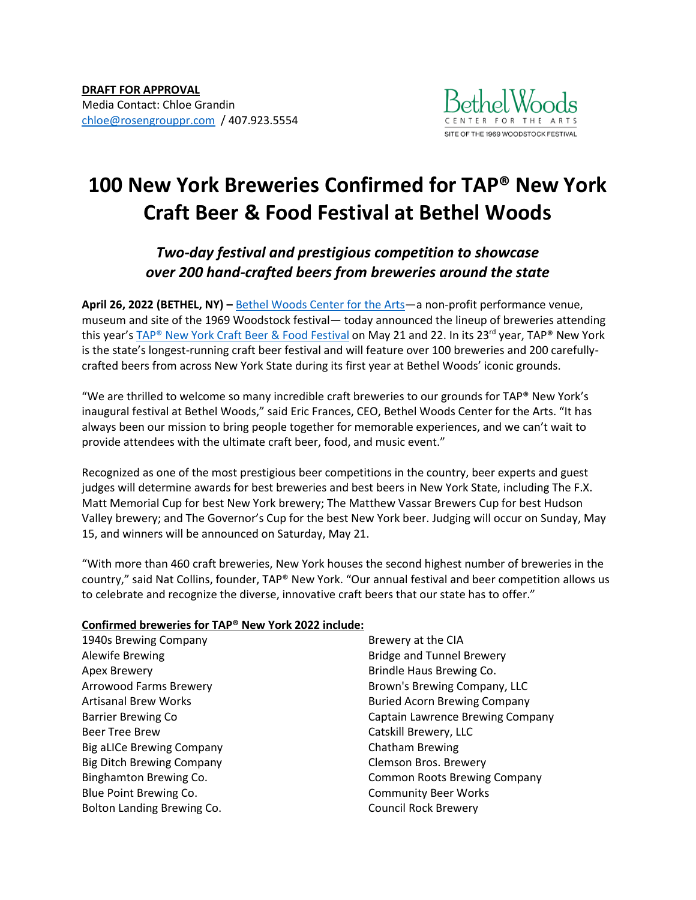**DRAFT FOR APPROVAL**
Media Contact: Chloe Grandin
[chloe@rosengrouppr.com](mailto:chloe@rosengrouppr.com) / 407.923.5554

Bethel Woods
CENTER FOR THE ARTS
SITE OF THE 1969 WOODSTOCK FESTIVAL

# 100 New York Breweries Confirmed for TAP® New York Craft Beer & Food Festival at Bethel Woods

### *Two-day festival and prestigious competition to showcase over 200 hand-crafted beers from breweries around the state*

**April 26, 2022 (BETHEL, NY) –** Bethel Woods Center for the Arts—a non-profit performance venue, museum and site of the 1969 Woodstock festival— today announced the lineup of breweries attending this year's TAP® New York Craft Beer & Food Festival on May 21 and 22. In its 23rd year, TAP® New York is the state's longest-running craft beer festival and will feature over 100 breweries and 200 carefully-crafted beers from across New York State during its first year at Bethel Woods' iconic grounds.

"We are thrilled to welcome so many incredible craft breweries to our grounds for TAP® New York's inaugural festival at Bethel Woods," said Eric Frances, CEO, Bethel Woods Center for the Arts. "It has always been our mission to bring people together for memorable experiences, and we can't wait to provide attendees with the ultimate craft beer, food, and music event."

Recognized as one of the most prestigious beer competitions in the country, beer experts and guest judges will determine awards for best breweries and best beers in New York State, including The F.X. Matt Memorial Cup for best New York brewery; The Matthew Vassar Brewers Cup for best Hudson Valley brewery; and The Governor's Cup for the best New York beer. Judging will occur on Sunday, May 15, and winners will be announced on Saturday, May 21.

"With more than 460 craft breweries, New York houses the second highest number of breweries in the country," said Nat Collins, founder, TAP® New York. "Our annual festival and beer competition allows us to celebrate and recognize the diverse, innovative craft beers that our state has to offer."

**Confirmed breweries for TAP® New York 2022 include:**

1940s Brewing Company
Alewife Brewing
Apex Brewery
Arrowood Farms Brewery
Artisanal Brew Works
Barrier Brewing Co
Beer Tree Brew
Big aLICe Brewing Company
Big Ditch Brewing Company
Binghamton Brewing Co.
Blue Point Brewing Co.
Bolton Landing Brewing Co.
Brewery at the CIA
Bridge and Tunnel Brewery
Brindle Haus Brewing Co.
Brown's Brewing Company, LLC
Buried Acorn Brewing Company
Captain Lawrence Brewing Company
Catskill Brewery, LLC
Chatham Brewing
Clemson Bros. Brewery
Common Roots Brewing Company
Community Beer Works
Council Rock Brewery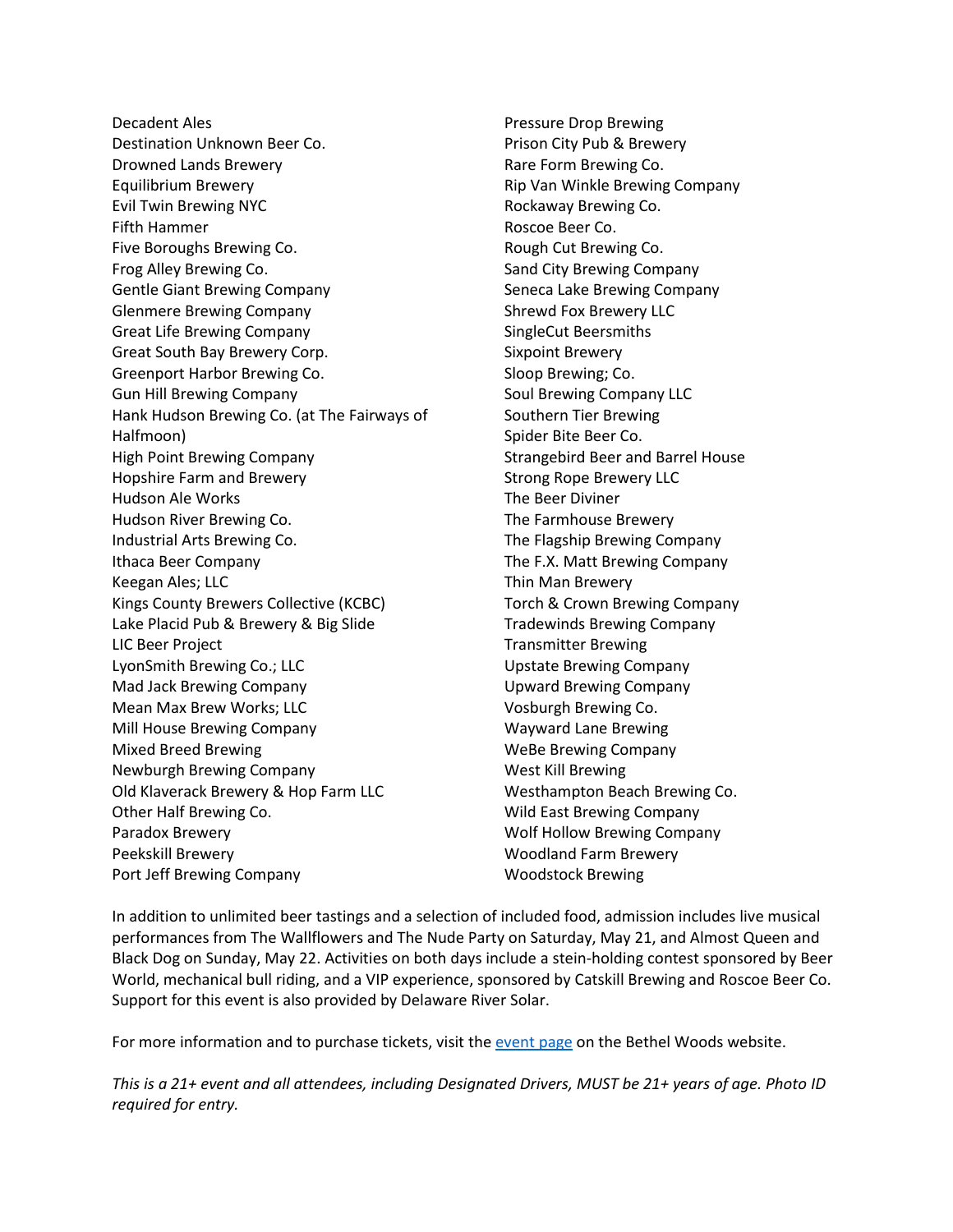Decadent Ales
Destination Unknown Beer Co.
Drowned Lands Brewery
Equilibrium Brewery
Evil Twin Brewing NYC
Fifth Hammer
Five Boroughs Brewing Co.
Frog Alley Brewing Co.
Gentle Giant Brewing Company
Glenmere Brewing Company
Great Life Brewing Company
Great South Bay Brewery Corp.
Greenport Harbor Brewing Co.
Gun Hill Brewing Company
Hank Hudson Brewing Co. (at The Fairways of Halfmoon)
High Point Brewing Company
Hopshire Farm and Brewery
Hudson Ale Works
Hudson River Brewing Co.
Industrial Arts Brewing Co.
Ithaca Beer Company
Keegan Ales; LLC
Kings County Brewers Collective (KCBC)
Lake Placid Pub & Brewery & Big Slide
LIC Beer Project
LyonSmith Brewing Co.; LLC
Mad Jack Brewing Company
Mean Max Brew Works; LLC
Mill House Brewing Company
Mixed Breed Brewing
Newburgh Brewing Company
Old Klaverack Brewery & Hop Farm LLC
Other Half Brewing Co.
Paradox Brewery
Peekskill Brewery
Port Jeff Brewing Company
Pressure Drop Brewing
Prison City Pub & Brewery
Rare Form Brewing Co.
Rip Van Winkle Brewing Company
Rockaway Brewing Co.
Roscoe Beer Co.
Rough Cut Brewing Co.
Sand City Brewing Company
Seneca Lake Brewing Company
Shrewd Fox Brewery LLC
SingleCut Beersmiths
Sixpoint Brewery
Sloop Brewing; Co.
Soul Brewing Company LLC
Southern Tier Brewing
Spider Bite Beer Co.
Strangebird Beer and Barrel House
Strong Rope Brewery LLC
The Beer Diviner
The Farmhouse Brewery
The Flagship Brewing Company
The F.X. Matt Brewing Company
Thin Man Brewery
Torch & Crown Brewing Company
Tradewinds Brewing Company
Transmitter Brewing
Upstate Brewing Company
Upward Brewing Company
Vosburgh Brewing Co.
Wayward Lane Brewing
WeBe Brewing Company
West Kill Brewing
Westhampton Beach Brewing Co.
Wild East Brewing Company
Wolf Hollow Brewing Company
Woodland Farm Brewery
Woodstock Brewing

In addition to unlimited beer tastings and a selection of included food, admission includes live musical performances from The Wallflowers and The Nude Party on Saturday, May 21, and Almost Queen and Black Dog on Sunday, May 22. Activities on both days include a stein-holding contest sponsored by Beer World, mechanical bull riding, and a VIP experience, sponsored by Catskill Brewing and Roscoe Beer Co. Support for this event is also provided by Delaware River Solar.

For more information and to purchase tickets, visit the event page on the Bethel Woods website.

*This is a 21+ event and all attendees, including Designated Drivers, MUST be 21+ years of age. Photo ID required for entry.*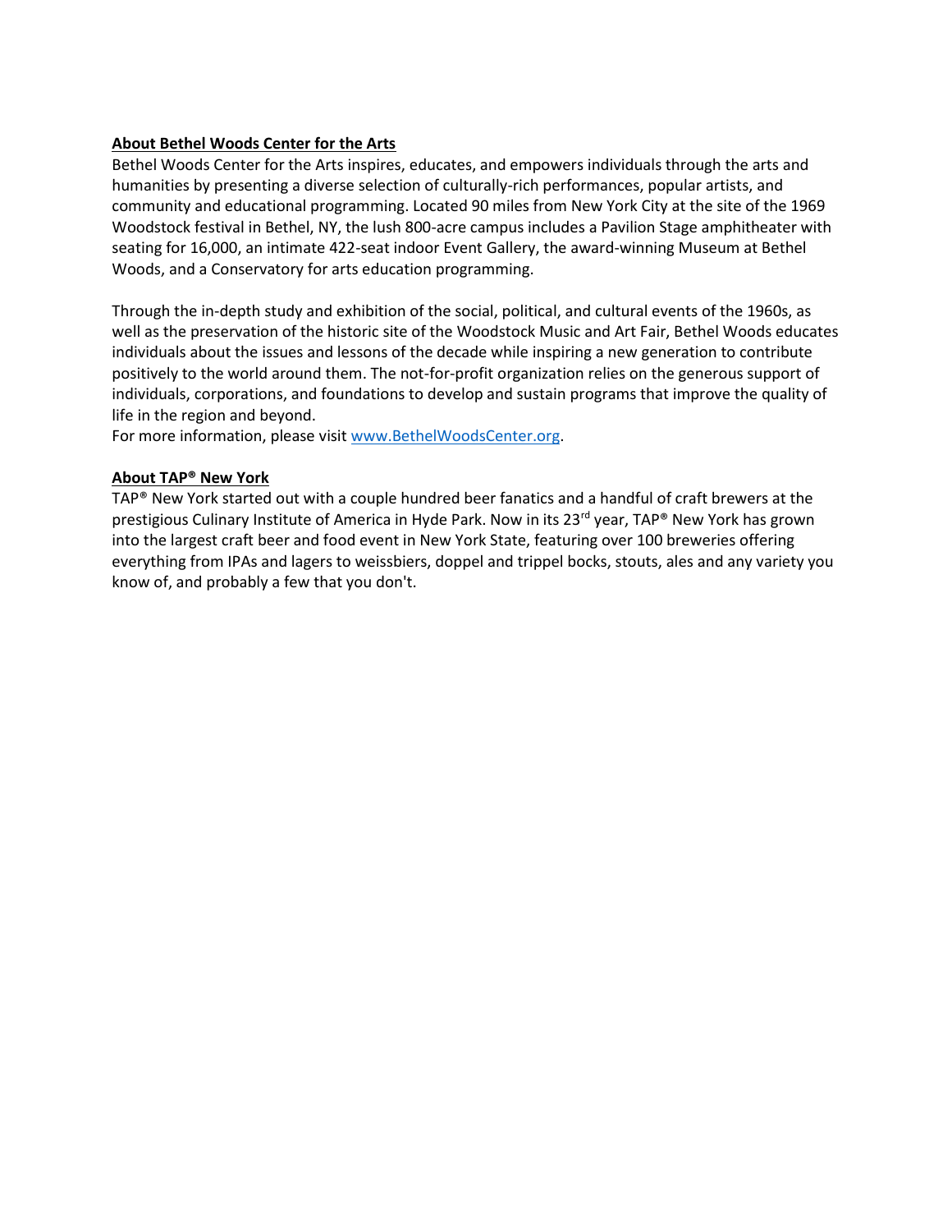**About Bethel Woods Center for the Arts**

Bethel Woods Center for the Arts inspires, educates, and empowers individuals through the arts and humanities by presenting a diverse selection of culturally-rich performances, popular artists, and community and educational programming. Located 90 miles from New York City at the site of the 1969 Woodstock festival in Bethel, NY, the lush 800-acre campus includes a Pavilion Stage amphitheater with seating for 16,000, an intimate 422-seat indoor Event Gallery, the award-winning Museum at Bethel Woods, and a Conservatory for arts education programming.

Through the in-depth study and exhibition of the social, political, and cultural events of the 1960s, as well as the preservation of the historic site of the Woodstock Music and Art Fair, Bethel Woods educates individuals about the issues and lessons of the decade while inspiring a new generation to contribute positively to the world around them. The not-for-profit organization relies on the generous support of individuals, corporations, and foundations to develop and sustain programs that improve the quality of life in the region and beyond.
For more information, please visit [www.BethelWoodsCenter.org](http://www.BethelWoodsCenter.org).

**About TAP® New York**

TAP® New York started out with a couple hundred beer fanatics and a handful of craft brewers at the prestigious Culinary Institute of America in Hyde Park. Now in its 23rd year, TAP® New York has grown into the largest craft beer and food event in New York State, featuring over 100 breweries offering everything from IPAs and lagers to weissbiers, doppel and trippel bocks, stouts, ales and any variety you know of, and probably a few that you don't.